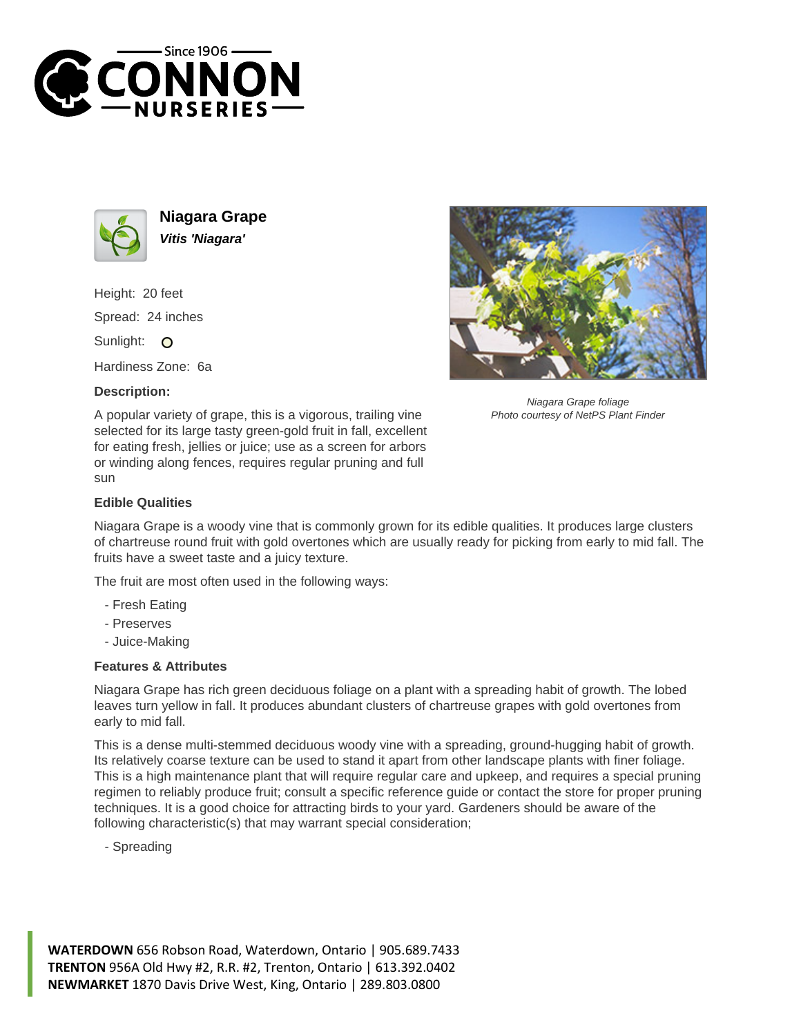# Niagara Grape

***Vitis 'Niagara'***

Height: 20 feet

Spread: 24 inches

Sunlight: O

Hardiness Zone: 6a

### Description:

A popular variety of grape, this is a vigorous, trailing vine selected for its large tasty green-gold fruit in fall, excellent for eating fresh, jellies or juice; use as a screen for arbors or winding along fences, requires regular pruning and full sun

*Niagara Grape foliage*
*Photo courtesy of NetPS Plant Finder*

### Edible Qualities

Niagara Grape is a woody vine that is commonly grown for its edible qualities. It produces large clusters of chartreuse round fruit with gold overtones which are usually ready for picking from early to mid fall. The fruits have a sweet taste and a juicy texture.

The fruit are most often used in the following ways:

- Fresh Eating
- Preserves
- Juice-Making

### Features & Attributes

Niagara Grape has rich green deciduous foliage on a plant with a spreading habit of growth. The lobed leaves turn yellow in fall. It produces abundant clusters of chartreuse grapes with gold overtones from early to mid fall.

This is a dense multi-stemmed deciduous woody vine with a spreading, ground-hugging habit of growth. Its relatively coarse texture can be used to stand it apart from other landscape plants with finer foliage. This is a high maintenance plant that will require regular care and upkeep, and requires a special pruning regimen to reliably produce fruit; consult a specific reference guide or contact the store for proper pruning techniques. It is a good choice for attracting birds to your yard. Gardeners should be aware of the following characteristic(s) that may warrant special consideration;

- Spreading

**WATERDOWN** 656 Robson Road, Waterdown, Ontario | 905.689.7433
**TRENTON** 956A Old Hwy #2, R.R. #2, Trenton, Ontario | 613.392.0402
**NEWMARKET** 1870 Davis Drive West, King, Ontario | 289.803.0800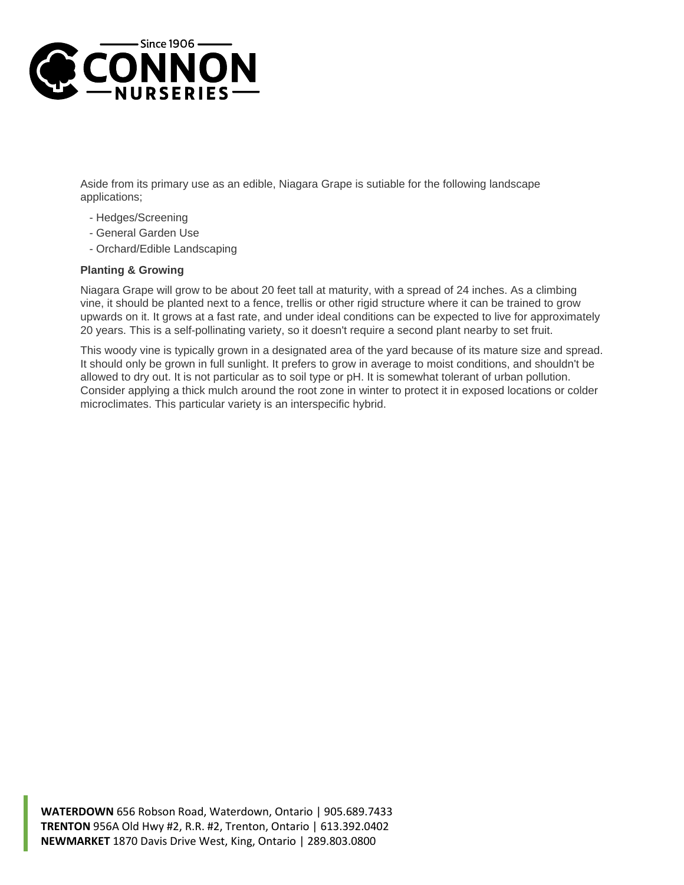Aside from its primary use as an edible, Niagara Grape is sutiable for the following landscape applications;

- Hedges/Screening
- General Garden Use
- Orchard/Edible Landscaping

**Planting & Growing**

Niagara Grape will grow to be about 20 feet tall at maturity, with a spread of 24 inches. As a climbing vine, it should be planted next to a fence, trellis or other rigid structure where it can be trained to grow upwards on it. It grows at a fast rate, and under ideal conditions can be expected to live for approximately 20 years. This is a self-pollinating variety, so it doesn't require a second plant nearby to set fruit.

This woody vine is typically grown in a designated area of the yard because of its mature size and spread. It should only be grown in full sunlight. It prefers to grow in average to moist conditions, and shouldn't be allowed to dry out. It is not particular as to soil type or pH. It is somewhat tolerant of urban pollution. Consider applying a thick mulch around the root zone in winter to protect it in exposed locations or colder microclimates. This particular variety is an interspecific hybrid.